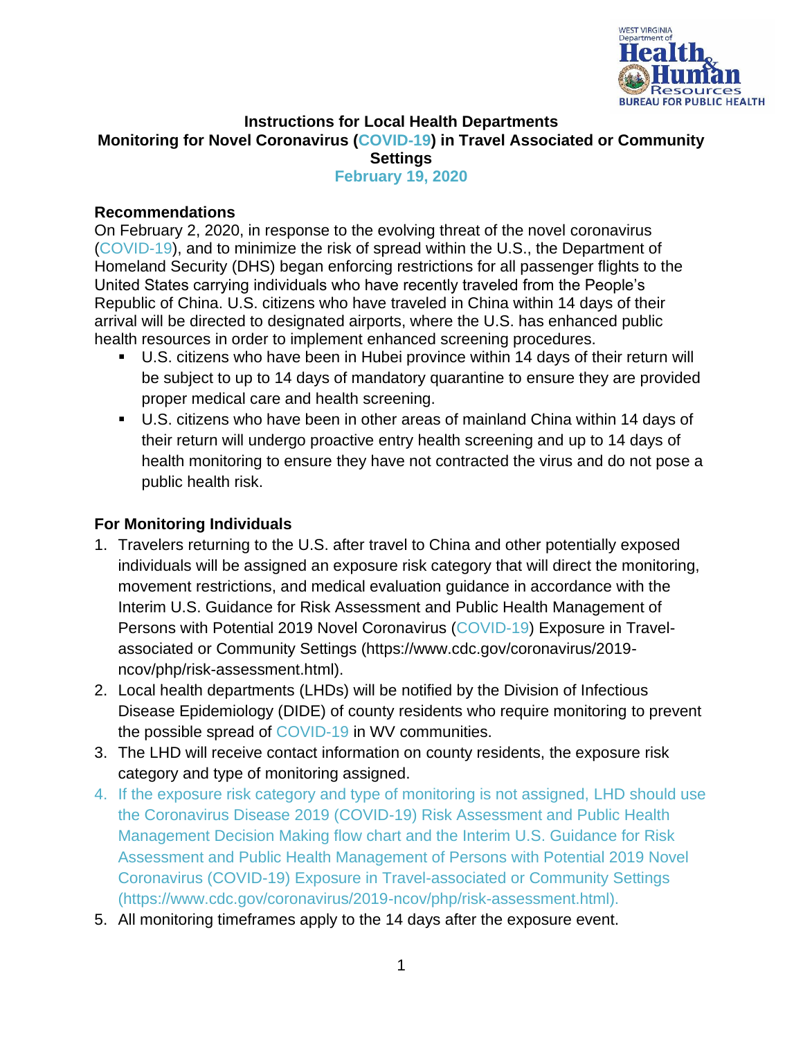# Instructions for Local Health Departments
# Monitoring for Novel Coronavirus (COVID-19) in Travel Associated or Community Settings

**February 19, 2020**

## Recommendations

On February 2, 2020, in response to the evolving threat of the novel coronavirus (COVID-19), and to minimize the risk of spread within the U.S., the Department of Homeland Security (DHS) began enforcing restrictions for all passenger flights to the United States carrying individuals who have recently traveled from the People's Republic of China. U.S. citizens who have traveled in China within 14 days of their arrival will be directed to designated airports, where the U.S. has enhanced public health resources in order to implement enhanced screening procedures.

- U.S. citizens who have been in Hubei province within 14 days of their return will be subject to up to 14 days of mandatory quarantine to ensure they are provided proper medical care and health screening.
- U.S. citizens who have been in other areas of mainland China within 14 days of their return will undergo proactive entry health screening and up to 14 days of health monitoring to ensure they have not contracted the virus and do not pose a public health risk.

## For Monitoring Individuals

1. Travelers returning to the U.S. after travel to China and other potentially exposed individuals will be assigned an exposure risk category that will direct the monitoring, movement restrictions, and medical evaluation guidance in accordance with the Interim U.S. Guidance for Risk Assessment and Public Health Management of Persons with Potential 2019 Novel Coronavirus (COVID-19) Exposure in Travel-associated or Community Settings (https://www.cdc.gov/coronavirus/2019-ncov/php/risk-assessment.html).
2. Local health departments (LHDs) will be notified by the Division of Infectious Disease Epidemiology (DIDE) of county residents who require monitoring to prevent the possible spread of COVID-19 in WV communities.
3. The LHD will receive contact information on county residents, the exposure risk category and type of monitoring assigned.
4. If the exposure risk category and type of monitoring is not assigned, LHD should use the Coronavirus Disease 2019 (COVID-19) Risk Assessment and Public Health Management Decision Making flow chart and the Interim U.S. Guidance for Risk Assessment and Public Health Management of Persons with Potential 2019 Novel Coronavirus (COVID-19) Exposure in Travel-associated or Community Settings (https://www.cdc.gov/coronavirus/2019-ncov/php/risk-assessment.html).
5. All monitoring timeframes apply to the 14 days after the exposure event.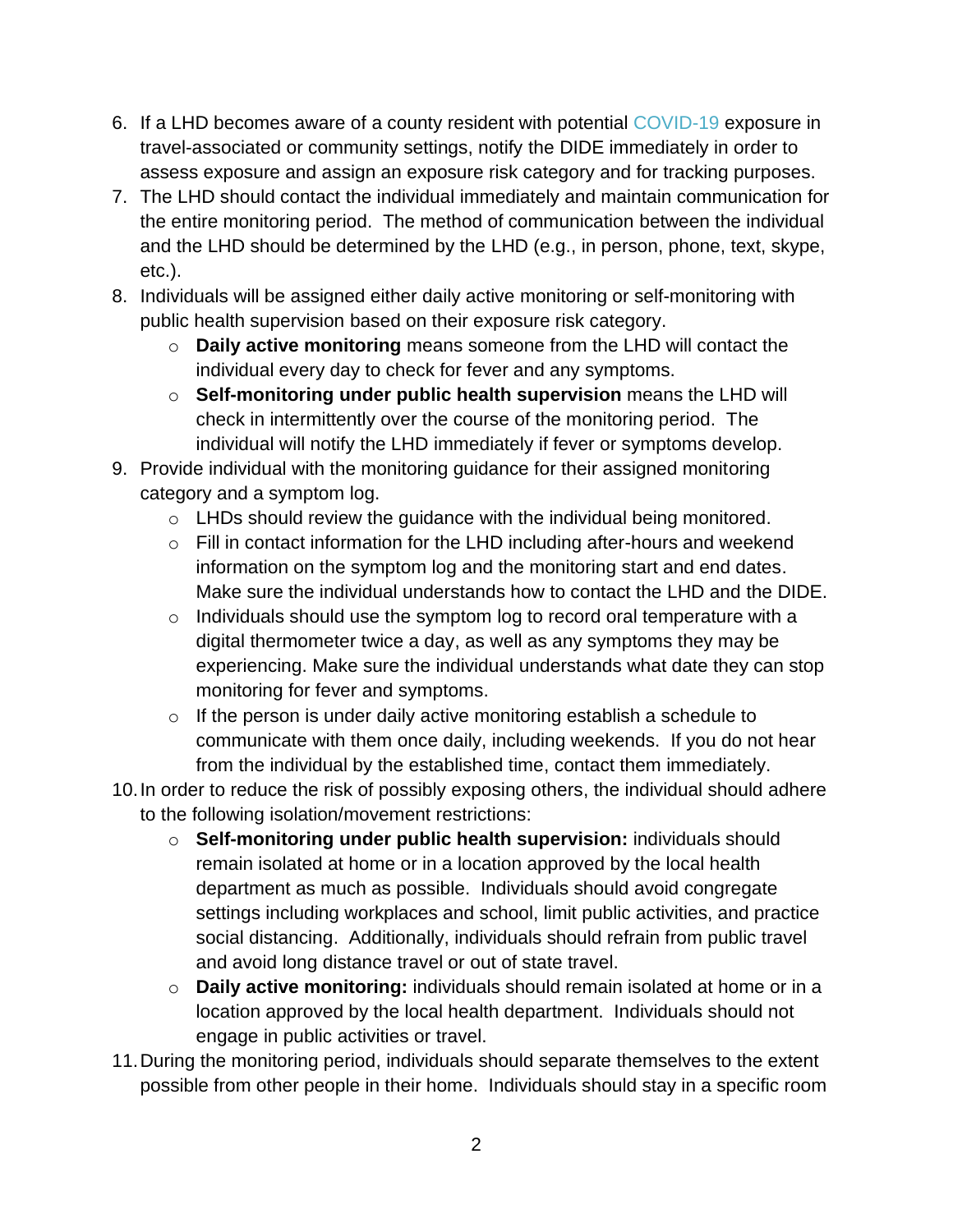6. If a LHD becomes aware of a county resident with potential COVID-19 exposure in travel-associated or community settings, notify the DIDE immediately in order to assess exposure and assign an exposure risk category and for tracking purposes.
7. The LHD should contact the individual immediately and maintain communication for the entire monitoring period. The method of communication between the individual and the LHD should be determined by the LHD (e.g., in person, phone, text, skype, etc.).
8. Individuals will be assigned either daily active monitoring or self-monitoring with public health supervision based on their exposure risk category.
   - **Daily active monitoring** means someone from the LHD will contact the individual every day to check for fever and any symptoms.
   - **Self-monitoring under public health supervision** means the LHD will check in intermittently over the course of the monitoring period. The individual will notify the LHD immediately if fever or symptoms develop.
9. Provide individual with the monitoring guidance for their assigned monitoring category and a symptom log.
   - LHDs should review the guidance with the individual being monitored.
   - Fill in contact information for the LHD including after-hours and weekend information on the symptom log and the monitoring start and end dates. Make sure the individual understands how to contact the LHD and the DIDE.
   - Individuals should use the symptom log to record oral temperature with a digital thermometer twice a day, as well as any symptoms they may be experiencing. Make sure the individual understands what date they can stop monitoring for fever and symptoms.
   - If the person is under daily active monitoring establish a schedule to communicate with them once daily, including weekends. If you do not hear from the individual by the established time, contact them immediately.
10. In order to reduce the risk of possibly exposing others, the individual should adhere to the following isolation/movement restrictions:
    - **Self-monitoring under public health supervision:** individuals should remain isolated at home or in a location approved by the local health department as much as possible. Individuals should avoid congregate settings including workplaces and school, limit public activities, and practice social distancing. Additionally, individuals should refrain from public travel and avoid long distance travel or out of state travel.
    - **Daily active monitoring:** individuals should remain isolated at home or in a location approved by the local health department. Individuals should not engage in public activities or travel.
11. During the monitoring period, individuals should separate themselves to the extent possible from other people in their home. Individuals should stay in a specific room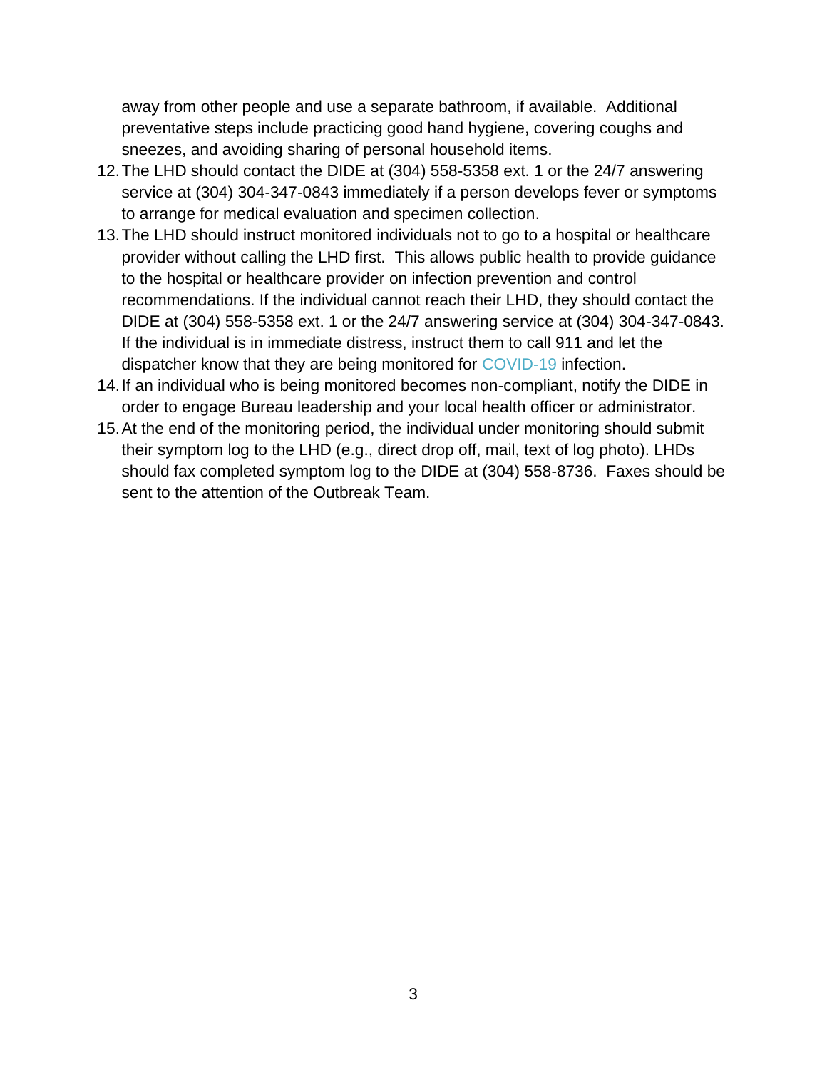away from other people and use a separate bathroom, if available. Additional preventative steps include practicing good hand hygiene, covering coughs and sneezes, and avoiding sharing of personal household items.

12. The LHD should contact the DIDE at (304) 558-5358 ext. 1 or the 24/7 answering service at (304) 304-347-0843 immediately if a person develops fever or symptoms to arrange for medical evaluation and specimen collection.
13. The LHD should instruct monitored individuals not to go to a hospital or healthcare provider without calling the LHD first. This allows public health to provide guidance to the hospital or healthcare provider on infection prevention and control recommendations. If the individual cannot reach their LHD, they should contact the DIDE at (304) 558-5358 ext. 1 or the 24/7 answering service at (304) 304-347-0843. If the individual is in immediate distress, instruct them to call 911 and let the dispatcher know that they are being monitored for COVID-19 infection.
14. If an individual who is being monitored becomes non-compliant, notify the DIDE in order to engage Bureau leadership and your local health officer or administrator.
15. At the end of the monitoring period, the individual under monitoring should submit their symptom log to the LHD (e.g., direct drop off, mail, text of log photo). LHDs should fax completed symptom log to the DIDE at (304) 558-8736. Faxes should be sent to the attention of the Outbreak Team.